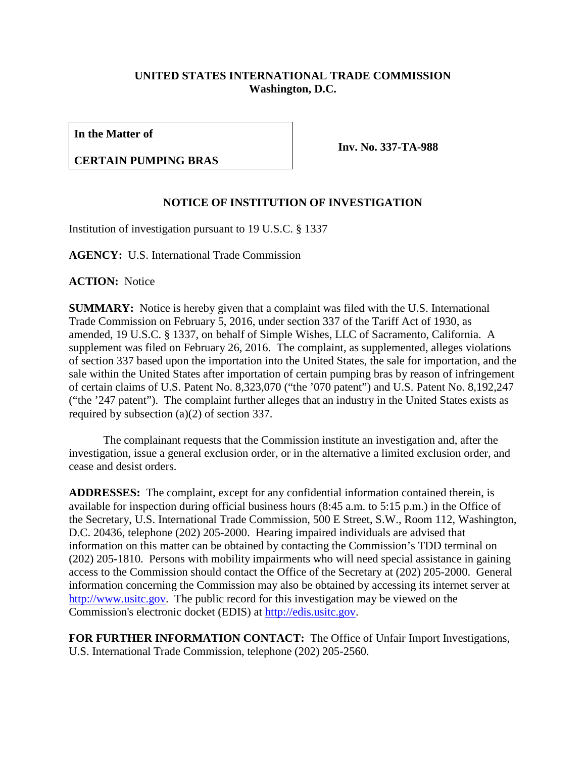**UNITED STATES INTERNATIONAL TRADE COMMISSION**
**Washington, D.C.**

| **In the Matter of** **CERTAIN PUMPING BRAS** | **Inv. No. 337-TA-988** |
|---|---|

## NOTICE OF INSTITUTION OF INVESTIGATION

Institution of investigation pursuant to 19 U.S.C. § 1337

**AGENCY:** U.S. International Trade Commission

**ACTION:** Notice

**SUMMARY:** Notice is hereby given that a complaint was filed with the U.S. International Trade Commission on February 5, 2016, under section 337 of the Tariff Act of 1930, as amended, 19 U.S.C. § 1337, on behalf of Simple Wishes, LLC of Sacramento, California. A supplement was filed on February 26, 2016. The complaint, as supplemented, alleges violations of section 337 based upon the importation into the United States, the sale for importation, and the sale within the United States after importation of certain pumping bras by reason of infringement of certain claims of U.S. Patent No. 8,323,070 ("the '070 patent") and U.S. Patent No. 8,192,247 ("the '247 patent"). The complaint further alleges that an industry in the United States exists as required by subsection (a)(2) of section 337.

The complainant requests that the Commission institute an investigation and, after the investigation, issue a general exclusion order, or in the alternative a limited exclusion order, and cease and desist orders.

**ADDRESSES:** The complaint, except for any confidential information contained therein, is available for inspection during official business hours (8:45 a.m. to 5:15 p.m.) in the Office of the Secretary, U.S. International Trade Commission, 500 E Street, S.W., Room 112, Washington, D.C. 20436, telephone (202) 205-2000. Hearing impaired individuals are advised that information on this matter can be obtained by contacting the Commission's TDD terminal on (202) 205-1810. Persons with mobility impairments who will need special assistance in gaining access to the Commission should contact the Office of the Secretary at (202) 205-2000. General information concerning the Commission may also be obtained by accessing its internet server at http://www.usitc.gov. The public record for this investigation may be viewed on the Commission's electronic docket (EDIS) at http://edis.usitc.gov.

**FOR FURTHER INFORMATION CONTACT:** The Office of Unfair Import Investigations, U.S. International Trade Commission, telephone (202) 205-2560.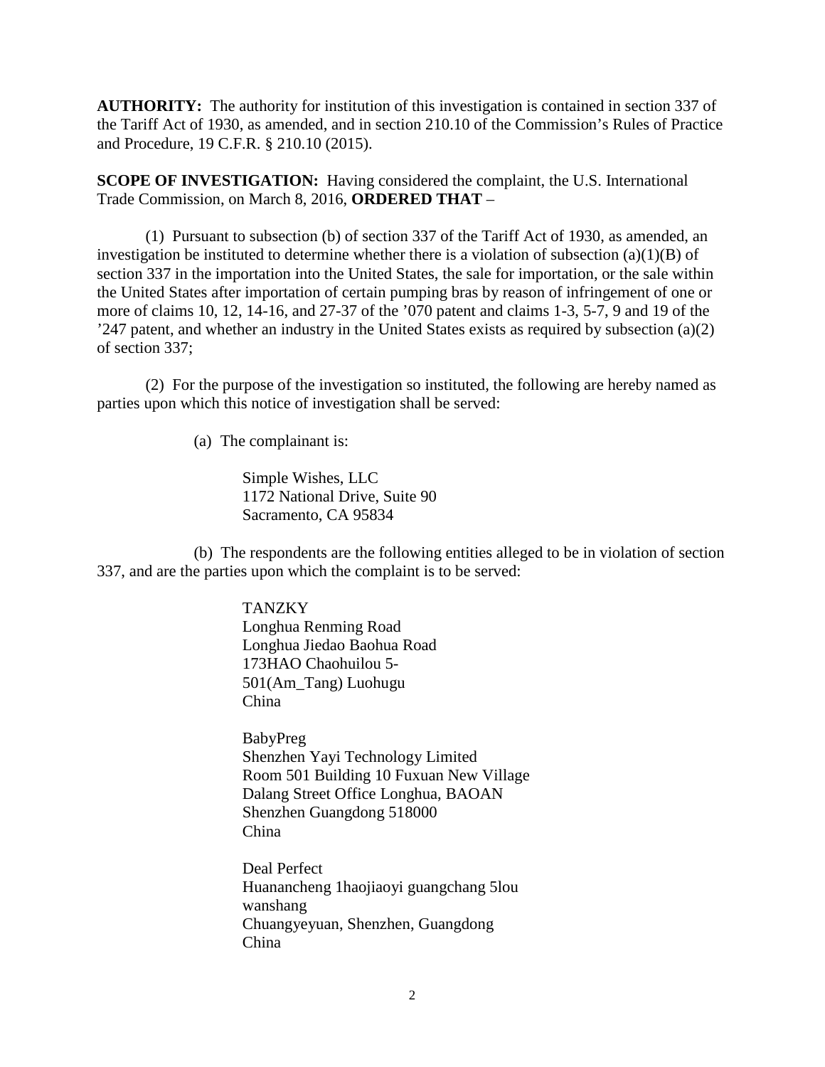**AUTHORITY:** The authority for institution of this investigation is contained in section 337 of the Tariff Act of 1930, as amended, and in section 210.10 of the Commission's Rules of Practice and Procedure, 19 C.F.R. § 210.10 (2015).

**SCOPE OF INVESTIGATION:** Having considered the complaint, the U.S. International Trade Commission, on March 8, 2016, **ORDERED THAT** –

(1) Pursuant to subsection (b) of section 337 of the Tariff Act of 1930, as amended, an investigation be instituted to determine whether there is a violation of subsection (a)(1)(B) of section 337 in the importation into the United States, the sale for importation, or the sale within the United States after importation of certain pumping bras by reason of infringement of one or more of claims 10, 12, 14-16, and 27-37 of the '070 patent and claims 1-3, 5-7, 9 and 19 of the '247 patent, and whether an industry in the United States exists as required by subsection (a)(2) of section 337;

(2) For the purpose of the investigation so instituted, the following are hereby named as parties upon which this notice of investigation shall be served:

(a) The complainant is:

Simple Wishes, LLC
1172 National Drive, Suite 90
Sacramento, CA 95834

(b) The respondents are the following entities alleged to be in violation of section 337, and are the parties upon which the complaint is to be served:

TANZKY
Longhua Renming Road
Longhua Jiedao Baohua Road
173HAO Chaohuilou 5-501(Am_Tang) Luohugu
China

BabyPreg
Shenzhen Yayi Technology Limited
Room 501 Building 10 Fuxuan New Village
Dalang Street Office Longhua, BAOAN
Shenzhen Guangdong 518000
China

Deal Perfect
Huanancheng 1haojiaoyi guangchang 5lou wanshang
Chuangyeyuan, Shenzhen, Guangdong
China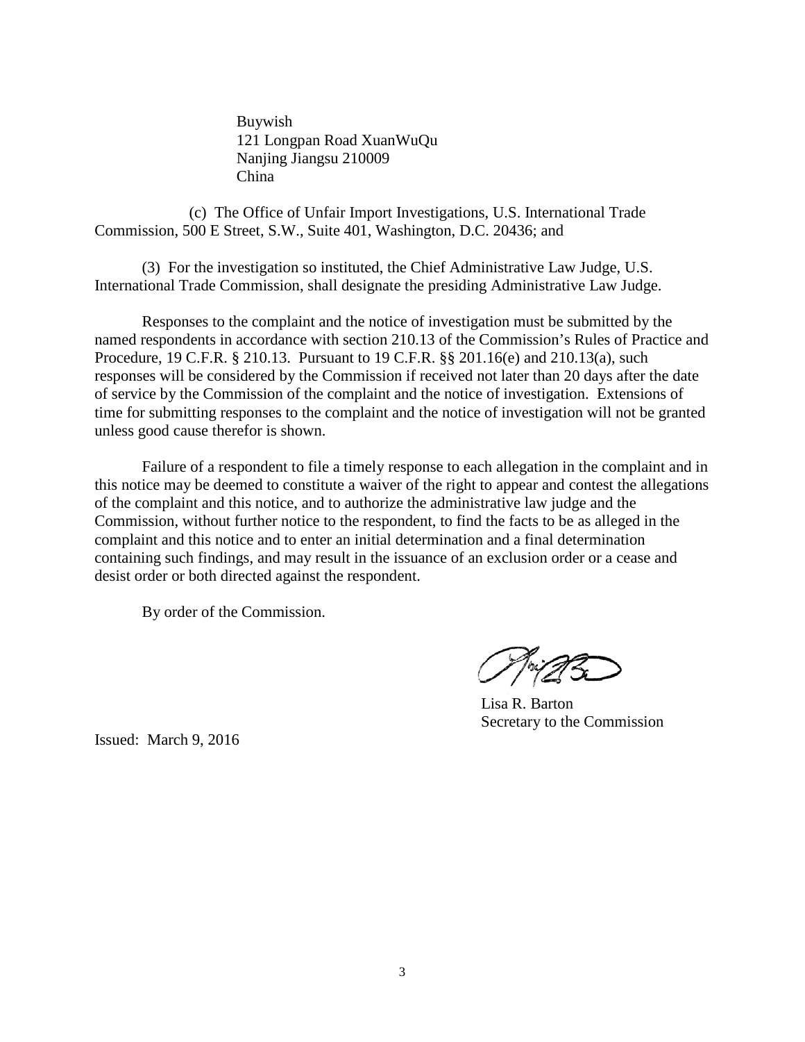Buywish
121 Longpan Road XuanWuQu
Nanjing Jiangsu 210009
China

(c) The Office of Unfair Import Investigations, U.S. International Trade Commission, 500 E Street, S.W., Suite 401, Washington, D.C. 20436; and

(3) For the investigation so instituted, the Chief Administrative Law Judge, U.S. International Trade Commission, shall designate the presiding Administrative Law Judge.

Responses to the complaint and the notice of investigation must be submitted by the named respondents in accordance with section 210.13 of the Commission's Rules of Practice and Procedure, 19 C.F.R. § 210.13. Pursuant to 19 C.F.R. §§ 201.16(e) and 210.13(a), such responses will be considered by the Commission if received not later than 20 days after the date of service by the Commission of the complaint and the notice of investigation. Extensions of time for submitting responses to the complaint and the notice of investigation will not be granted unless good cause therefor is shown.

Failure of a respondent to file a timely response to each allegation in the complaint and in this notice may be deemed to constitute a waiver of the right to appear and contest the allegations of the complaint and this notice, and to authorize the administrative law judge and the Commission, without further notice to the respondent, to find the facts to be as alleged in the complaint and this notice and to enter an initial determination and a final determination containing such findings, and may result in the issuance of an exclusion order or a cease and desist order or both directed against the respondent.

By order of the Commission.

Lisa R. Barton
Secretary to the Commission

Issued: March 9, 2016